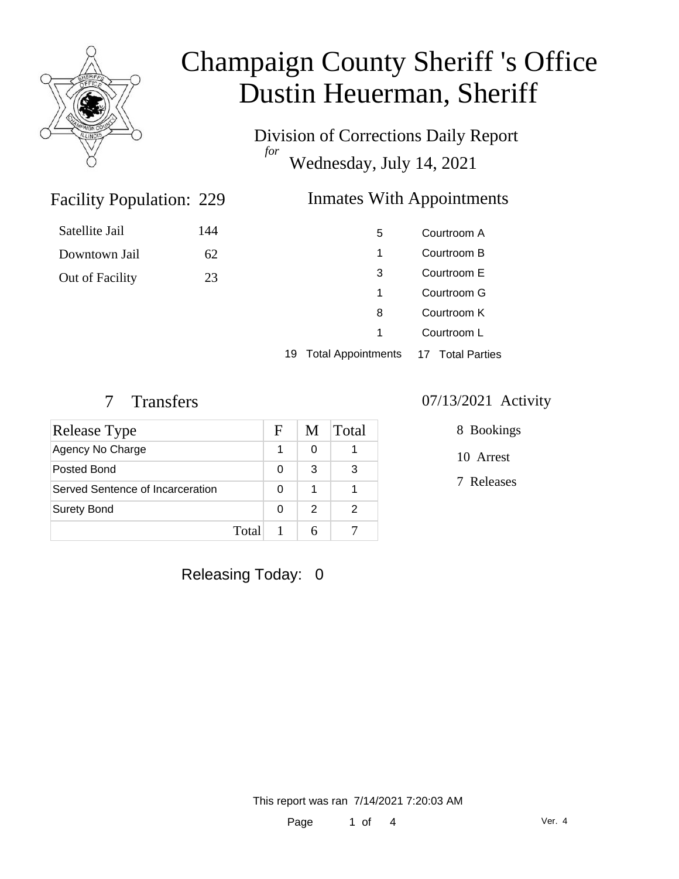# Champaign County Sheriff 's Office
# Dustin Heuerman, Sheriff

Division of Corrections Daily Report
*for*
Wednesday, July 14, 2021

## Facility Population: 229

| | |
|---|---|
| Satellite Jail | 144 |
| Downtown Jail | 62 |
| Out of Facility | 23 |

## Inmates With Appointments

| | |
|---|---|
| 5 | Courtroom A |
| 1 | Courtroom B |
| 3 | Courtroom E |
| 1 | Courtroom G |
| 8 | Courtroom K |
| 1 | Courtroom L |
| 19 Total Appointments | 17 Total Parties |

## 7 Transfers

| Release Type | F | M | Total |
|---|---|---|---|
| Agency No Charge | 1 | 0 | 1 |
| Posted Bond | 0 | 3 | 3 |
| Served Sentence of Incarceration | 0 | 1 | 1 |
| Surety Bond | 0 | 2 | 2 |
| Total | 1 | 6 | 7 |

## 07/13/2021 Activity

8 Bookings

10 Arrest

7 Releases

Releasing Today: 0

This report was ran 7/14/2021 7:20:03 AM

Ver. 4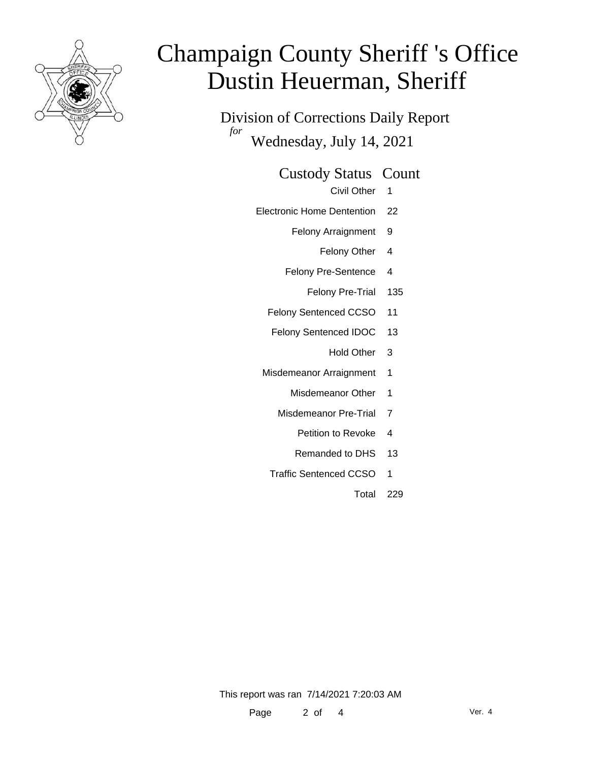# Champaign County Sheriff 's Office
# Dustin Heuerman, Sheriff

## Division of Corrections Daily Report
*for* Wednesday, July 14, 2021

| Custody Status | Count |
|---|---|
| Civil Other | 1 |
| Electronic Home Dentention | 22 |
| Felony Arraignment | 9 |
| Felony Other | 4 |
| Felony Pre-Sentence | 4 |
| Felony Pre-Trial | 135 |
| Felony Sentenced CCSO | 11 |
| Felony Sentenced IDOC | 13 |
| Hold Other | 3 |
| Misdemeanor Arraignment | 1 |
| Misdemeanor Other | 1 |
| Misdemeanor Pre-Trial | 7 |
| Petition to Revoke | 4 |
| Remanded to DHS | 13 |
| Traffic Sentenced CCSO | 1 |
| Total | 229 |

This report was ran 7/14/2021 7:20:03 AM

Ver. 4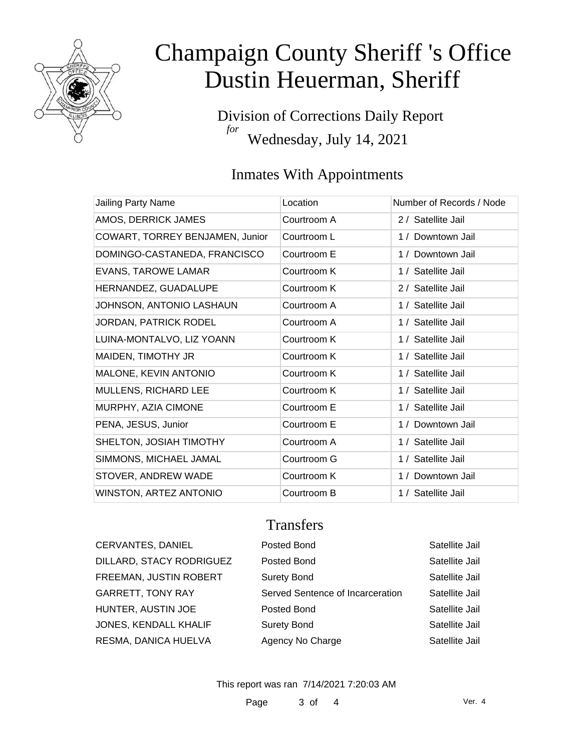# Champaign County Sheriff 's Office
# Dustin Heuerman, Sheriff

Division of Corrections Daily Report
*for*
Wednesday, July 14, 2021

## Inmates With Appointments

| Jailing Party Name | Location | Number of Records / Node |
|---|---|---|
| AMOS, DERRICK JAMES | Courtroom A | 2 / Satellite Jail |
| COWART, TORREY BENJAMEN, Junior | Courtroom L | 1 / Downtown Jail |
| DOMINGO-CASTANEDA, FRANCISCO | Courtroom E | 1 / Downtown Jail |
| EVANS, TAROWE LAMAR | Courtroom K | 1 / Satellite Jail |
| HERNANDEZ, GUADALUPE | Courtroom K | 2 / Satellite Jail |
| JOHNSON, ANTONIO LASHAUN | Courtroom A | 1 / Satellite Jail |
| JORDAN, PATRICK RODEL | Courtroom A | 1 / Satellite Jail |
| LUINA-MONTALVO, LIZ YOANN | Courtroom K | 1 / Satellite Jail |
| MAIDEN, TIMOTHY JR | Courtroom K | 1 / Satellite Jail |
| MALONE, KEVIN ANTONIO | Courtroom K | 1 / Satellite Jail |
| MULLENS, RICHARD LEE | Courtroom K | 1 / Satellite Jail |
| MURPHY, AZIA CIMONE | Courtroom E | 1 / Satellite Jail |
| PENA, JESUS, Junior | Courtroom E | 1 / Downtown Jail |
| SHELTON, JOSIAH TIMOTHY | Courtroom A | 1 / Satellite Jail |
| SIMMONS, MICHAEL JAMAL | Courtroom G | 1 / Satellite Jail |
| STOVER, ANDREW WADE | Courtroom K | 1 / Downtown Jail |
| WINSTON, ARTEZ ANTONIO | Courtroom B | 1 / Satellite Jail |

## Transfers

| | | |
|---|---|---|
| CERVANTES, DANIEL | Posted Bond | Satellite Jail |
| DILLARD, STACY RODRIGUEZ | Posted Bond | Satellite Jail |
| FREEMAN, JUSTIN ROBERT | Surety Bond | Satellite Jail |
| GARRETT, TONY RAY | Served Sentence of Incarceration | Satellite Jail |
| HUNTER, AUSTIN JOE | Posted Bond | Satellite Jail |
| JONES, KENDALL KHALIF | Surety Bond | Satellite Jail |
| RESMA, DANICA HUELVA | Agency No Charge | Satellite Jail |

This report was ran 7/14/2021 7:20:03 AM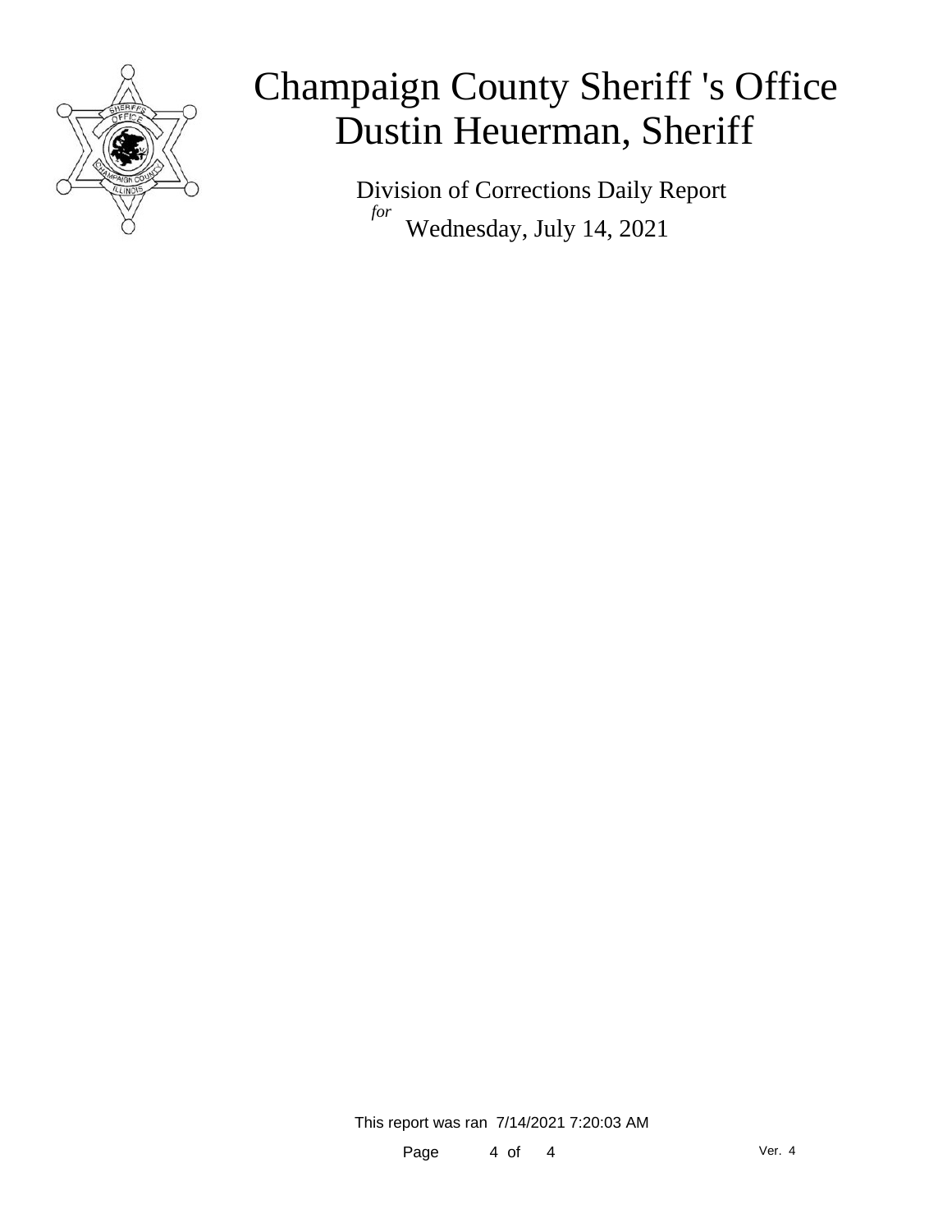# Champaign County Sheriff 's Office
# Dustin Heuerman, Sheriff

Division of Corrections Daily Report
*for*
Wednesday, July 14, 2021

This report was ran 7/14/2021 7:20:03 AM

Ver. 4